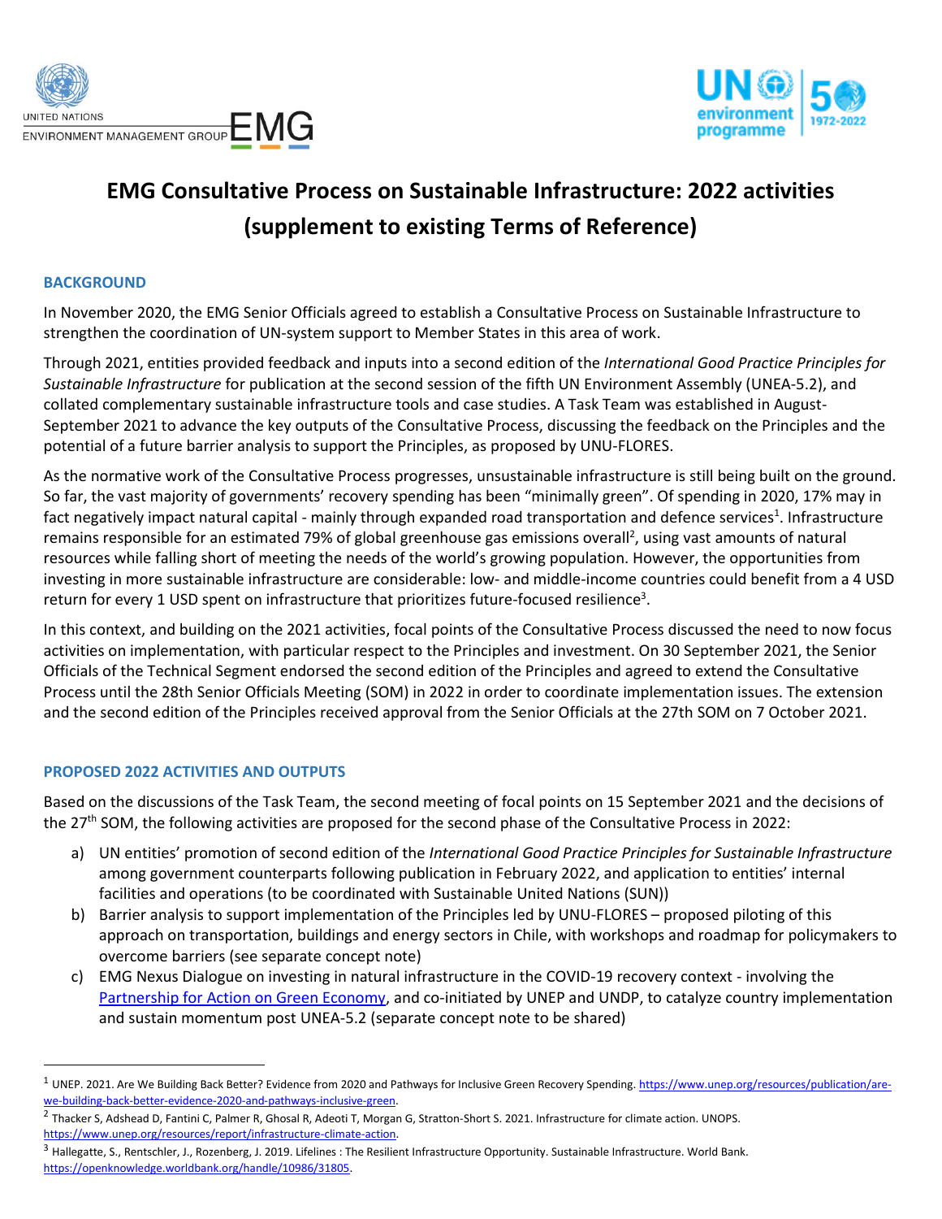# EMG Consultative Process on Sustainable Infrastructure: 2022 activities (supplement to existing Terms of Reference)

## BACKGROUND

In November 2020, the EMG Senior Officials agreed to establish a Consultative Process on Sustainable Infrastructure to strengthen the coordination of UN-system support to Member States in this area of work.

Through 2021, entities provided feedback and inputs into a second edition of the *International Good Practice Principles for Sustainable Infrastructure* for publication at the second session of the fifth UN Environment Assembly (UNEA-5.2), and collated complementary sustainable infrastructure tools and case studies. A Task Team was established in August-September 2021 to advance the key outputs of the Consultative Process, discussing the feedback on the Principles and the potential of a future barrier analysis to support the Principles, as proposed by UNU-FLORES.

As the normative work of the Consultative Process progresses, unsustainable infrastructure is still being built on the ground. So far, the vast majority of governments' recovery spending has been "minimally green". Of spending in 2020, 17% may in fact negatively impact natural capital - mainly through expanded road transportation and defence services[1]. Infrastructure remains responsible for an estimated 79% of global greenhouse gas emissions overall[2], using vast amounts of natural resources while falling short of meeting the needs of the world's growing population. However, the opportunities from investing in more sustainable infrastructure are considerable: low- and middle-income countries could benefit from a 4 USD return for every 1 USD spent on infrastructure that prioritizes future-focused resilience[3].

In this context, and building on the 2021 activities, focal points of the Consultative Process discussed the need to now focus activities on implementation, with particular respect to the Principles and investment. On 30 September 2021, the Senior Officials of the Technical Segment endorsed the second edition of the Principles and agreed to extend the Consultative Process until the 28th Senior Officials Meeting (SOM) in 2022 in order to coordinate implementation issues. The extension and the second edition of the Principles received approval from the Senior Officials at the 27th SOM on 7 October 2021.

## PROPOSED 2022 ACTIVITIES AND OUTPUTS

Based on the discussions of the Task Team, the second meeting of focal points on 15 September 2021 and the decisions of the 27th SOM, the following activities are proposed for the second phase of the Consultative Process in 2022:

a) UN entities' promotion of second edition of the *International Good Practice Principles for Sustainable Infrastructure* among government counterparts following publication in February 2022, and application to entities' internal facilities and operations (to be coordinated with Sustainable United Nations (SUN))

b) Barrier analysis to support implementation of the Principles led by UNU-FLORES – proposed piloting of this approach on transportation, buildings and energy sectors in Chile, with workshops and roadmap for policymakers to overcome barriers (see separate concept note)

c) EMG Nexus Dialogue on investing in natural infrastructure in the COVID-19 recovery context - involving the Partnership for Action on Green Economy, and co-initiated by UNEP and UNDP, to catalyze country implementation and sustain momentum post UNEA-5.2 (separate concept note to be shared)

---

[1] UNEP. 2021. Are We Building Back Better? Evidence from 2020 and Pathways for Inclusive Green Recovery Spending. https://www.unep.org/resources/publication/are-we-building-back-better-evidence-2020-and-pathways-inclusive-green.

[2] Thacker S, Adshead D, Fantini C, Palmer R, Ghosal R, Adeoti T, Morgan G, Stratton-Short S. 2021. Infrastructure for climate action. UNOPS. https://www.unep.org/resources/report/infrastructure-climate-action.

[3] Hallegatte, S., Rentschler, J., Rozenberg, J. 2019. Lifelines : The Resilient Infrastructure Opportunity. Sustainable Infrastructure. World Bank. https://openknowledge.worldbank.org/handle/10986/31805.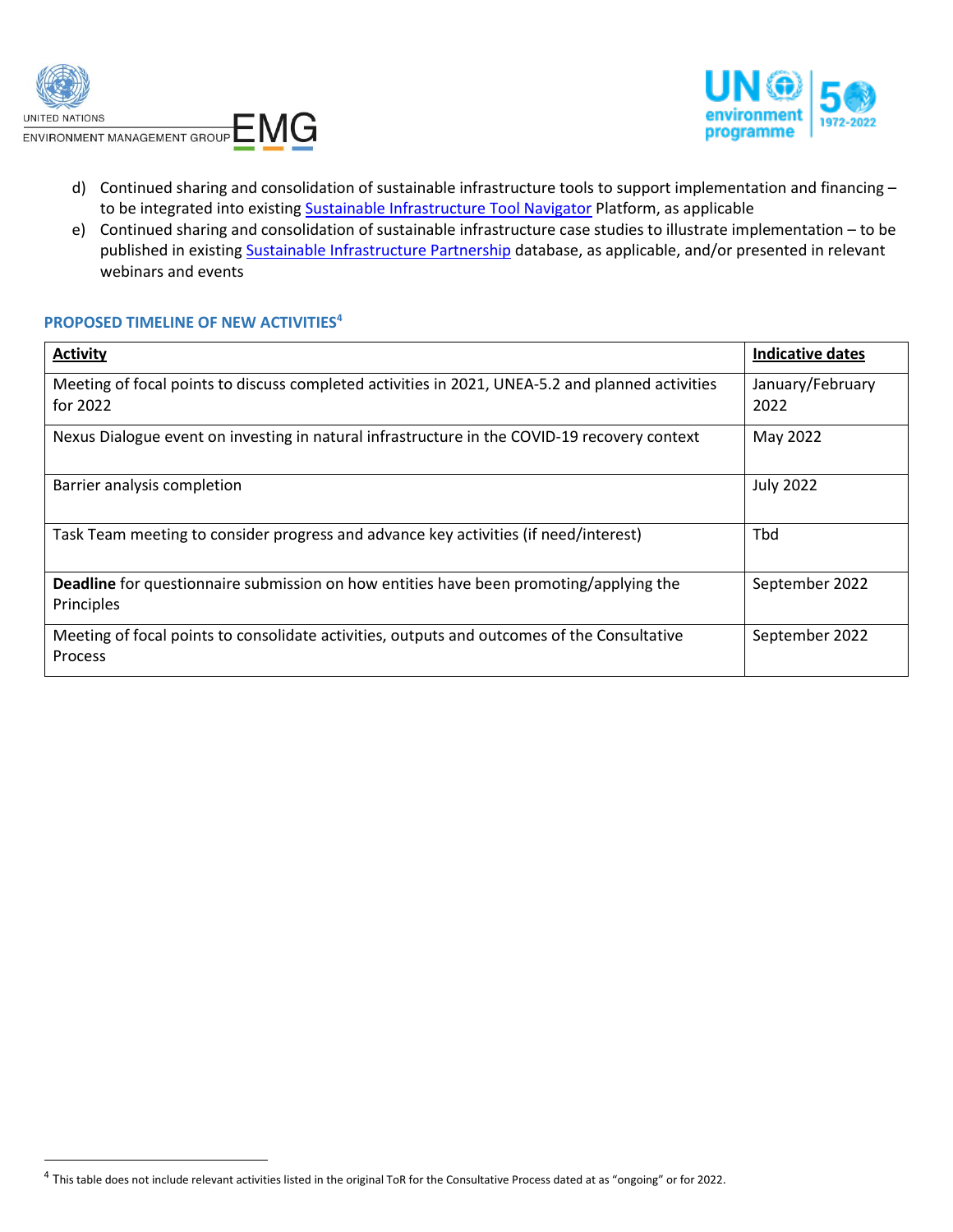d) Continued sharing and consolidation of sustainable infrastructure tools to support implementation and financing – to be integrated into existing Sustainable Infrastructure Tool Navigator Platform, as applicable
e) Continued sharing and consolidation of sustainable infrastructure case studies to illustrate implementation – to be published in existing Sustainable Infrastructure Partnership database, as applicable, and/or presented in relevant webinars and events

### PROPOSED TIMELINE OF NEW ACTIVITIES[4]

| **Activity** | **Indicative dates** |
|---|---|
| Meeting of focal points to discuss completed activities in 2021, UNEA-5.2 and planned activities for 2022 | January/February 2022 |
| Nexus Dialogue event on investing in natural infrastructure in the COVID-19 recovery context | May 2022 |
| Barrier analysis completion | July 2022 |
| Task Team meeting to consider progress and advance key activities (if need/interest) | Tbd |
| **Deadline** for questionnaire submission on how entities have been promoting/applying the Principles | September 2022 |
| Meeting of focal points to consolidate activities, outputs and outcomes of the Consultative Process | September 2022 |

[4] This table does not include relevant activities listed in the original ToR for the Consultative Process dated at as "ongoing" or for 2022.